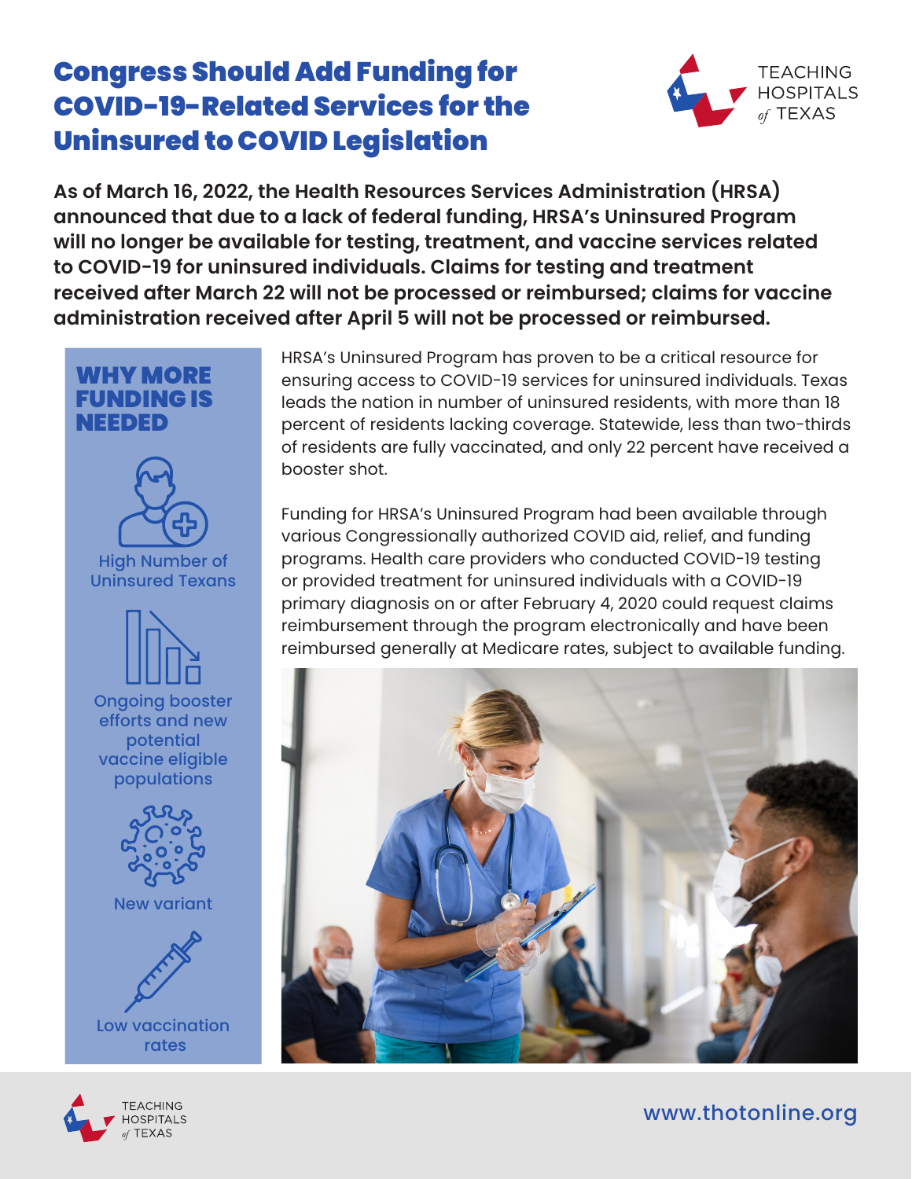# Congress Should Add Funding for COVID-19-Related Services for the Uninsured to COVID Legislation

TEACHING HOSPITALS of TEXAS

**As of March 16, 2022, the Health Resources Services Administration (HRSA) announced that due to a lack of federal funding, HRSA's Uninsured Program will no longer be available for testing, treatment, and vaccine services related to COVID-19 for uninsured individuals. Claims for testing and treatment received after March 22 will not be processed or reimbursed; claims for vaccine administration received after April 5 will not be processed or reimbursed.**

## WHY MORE FUNDING IS NEEDED

- High Number of Uninsured Texans
- Ongoing booster efforts and new potential vaccine eligible populations
- New variant
- Low vaccination rates

HRSA's Uninsured Program has proven to be a critical resource for ensuring access to COVID-19 services for uninsured individuals. Texas leads the nation in number of uninsured residents, with more than 18 percent of residents lacking coverage. Statewide, less than two-thirds of residents are fully vaccinated, and only 22 percent have received a booster shot.

Funding for HRSA's Uninsured Program had been available through various Congressionally authorized COVID aid, relief, and funding programs. Health care providers who conducted COVID-19 testing or provided treatment for uninsured individuals with a COVID-19 primary diagnosis on or after February 4, 2020 could request claims reimbursement through the program electronically and have been reimbursed generally at Medicare rates, subject to available funding.

www.thotonline.org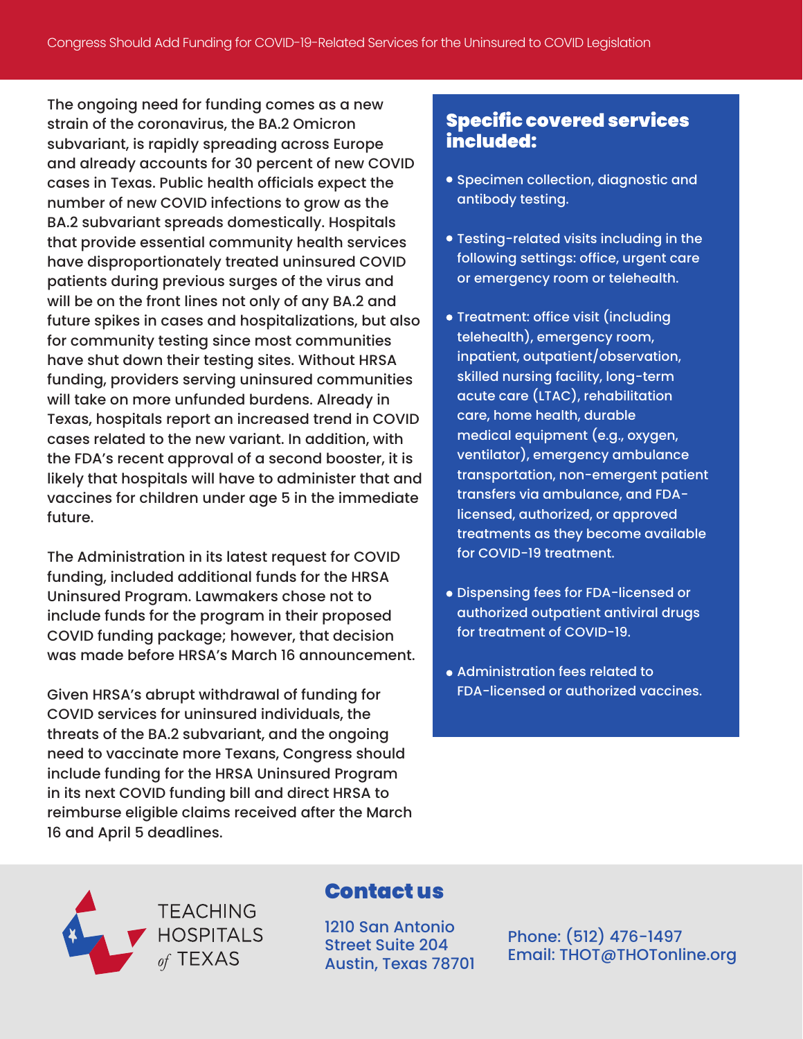The ongoing need for funding comes as a new strain of the coronavirus, the BA.2 Omicron subvariant, is rapidly spreading across Europe and already accounts for 30 percent of new COVID cases in Texas. Public health officials expect the number of new COVID infections to grow as the BA.2 subvariant spreads domestically. Hospitals that provide essential community health services have disproportionately treated uninsured COVID patients during previous surges of the virus and will be on the front lines not only of any BA.2 and future spikes in cases and hospitalizations, but also for community testing since most communities have shut down their testing sites. Without HRSA funding, providers serving uninsured communities will take on more unfunded burdens. Already in Texas, hospitals report an increased trend in COVID cases related to the new variant. In addition, with the FDA's recent approval of a second booster, it is likely that hospitals will have to administer that and vaccines for children under age 5 in the immediate future.

The Administration in its latest request for COVID funding, included additional funds for the HRSA Uninsured Program. Lawmakers chose not to include funds for the program in their proposed COVID funding package; however, that decision was made before HRSA's March 16 announcement.

Given HRSA's abrupt withdrawal of funding for COVID services for uninsured individuals, the threats of the BA.2 subvariant, and the ongoing need to vaccinate more Texans, Congress should include funding for the HRSA Uninsured Program in its next COVID funding bill and direct HRSA to reimburse eligible claims received after the March 16 and April 5 deadlines.

## Specific covered services included:

- Specimen collection, diagnostic and antibody testing.
- Testing-related visits including in the following settings: office, urgent care or emergency room or telehealth.
- Treatment: office visit (including telehealth), emergency room, inpatient, outpatient/observation, skilled nursing facility, long-term acute care (LTAC), rehabilitation care, home health, durable medical equipment (e.g., oxygen, ventilator), emergency ambulance transportation, non-emergent patient transfers via ambulance, and FDA-licensed, authorized, or approved treatments as they become available for COVID-19 treatment.
- Dispensing fees for FDA-licensed or authorized outpatient antiviral drugs for treatment of COVID-19.
- Administration fees related to FDA-licensed or authorized vaccines.

TEACHING HOSPITALS *of* TEXAS

## Contact us

1210 San Antonio Street Suite 204
Austin, Texas 78701

Phone: (512) 476-1497
Email: THOT@THOTonline.org